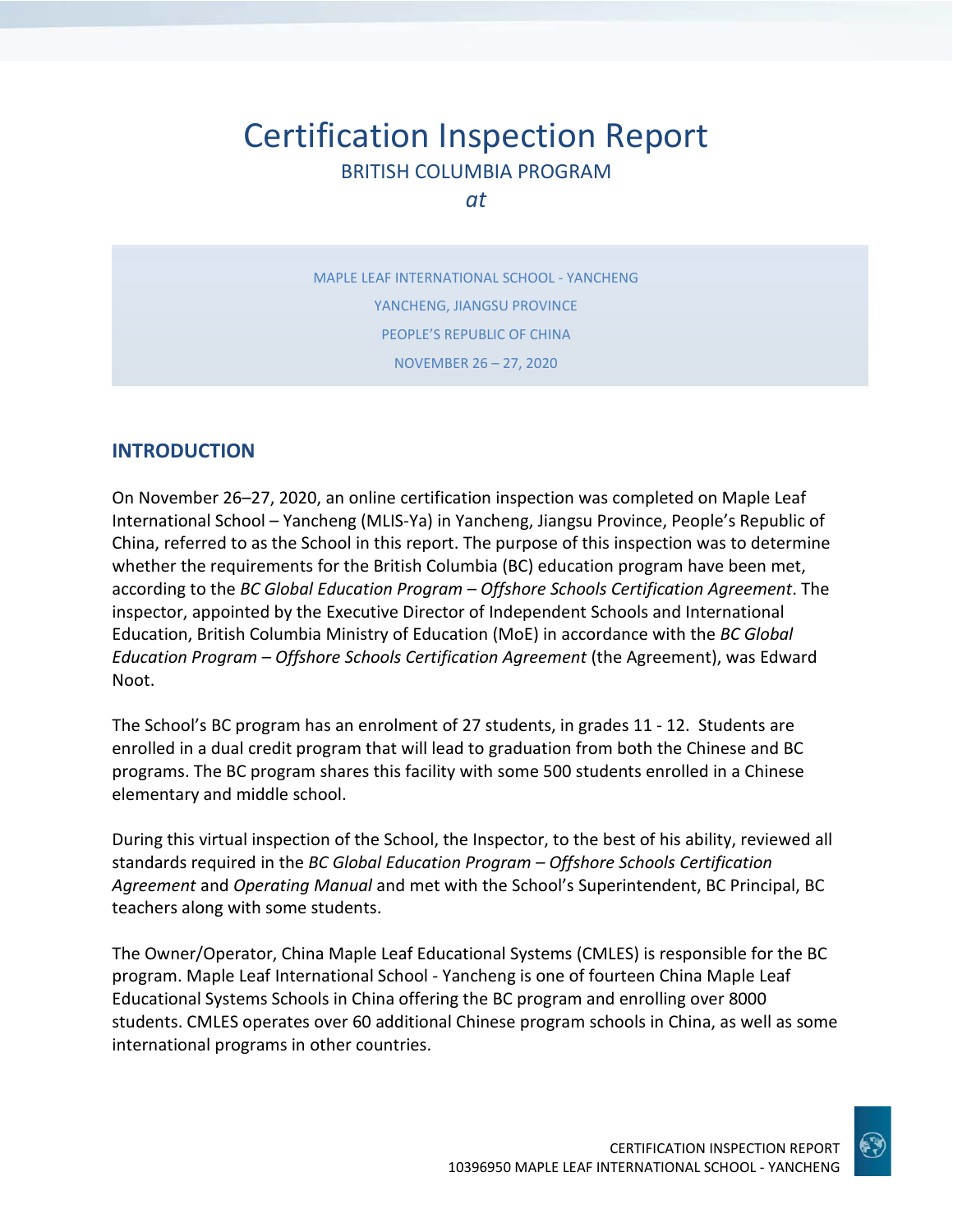# Certification Inspection Report

BRITISH COLUMBIA PROGRAM

*at*

MAPLE LEAF INTERNATIONAL SCHOOL - YANCHENG

YANCHENG, JIANGSU PROVINCE

PEOPLE'S REPUBLIC OF CHINA

NOVEMBER 26 – 27, 2020

## INTRODUCTION

On November 26–27, 2020, an online certification inspection was completed on Maple Leaf International School – Yancheng (MLIS-Ya) in Yancheng, Jiangsu Province, People's Republic of China, referred to as the School in this report. The purpose of this inspection was to determine whether the requirements for the British Columbia (BC) education program have been met, according to the *BC Global Education Program – Offshore Schools Certification Agreement*. The inspector, appointed by the Executive Director of Independent Schools and International Education, British Columbia Ministry of Education (MoE) in accordance with the *BC Global Education Program – Offshore Schools Certification Agreement* (the Agreement), was Edward Noot.

The School's BC program has an enrolment of 27 students, in grades 11 - 12. Students are enrolled in a dual credit program that will lead to graduation from both the Chinese and BC programs. The BC program shares this facility with some 500 students enrolled in a Chinese elementary and middle school.

During this virtual inspection of the School, the Inspector, to the best of his ability, reviewed all standards required in the *BC Global Education Program – Offshore Schools Certification Agreement* and *Operating Manual* and met with the School's Superintendent, BC Principal, BC teachers along with some students.

The Owner/Operator, China Maple Leaf Educational Systems (CMLES) is responsible for the BC program. Maple Leaf International School - Yancheng is one of fourteen China Maple Leaf Educational Systems Schools in China offering the BC program and enrolling over 8000 students. CMLES operates over 60 additional Chinese program schools in China, as well as some international programs in other countries.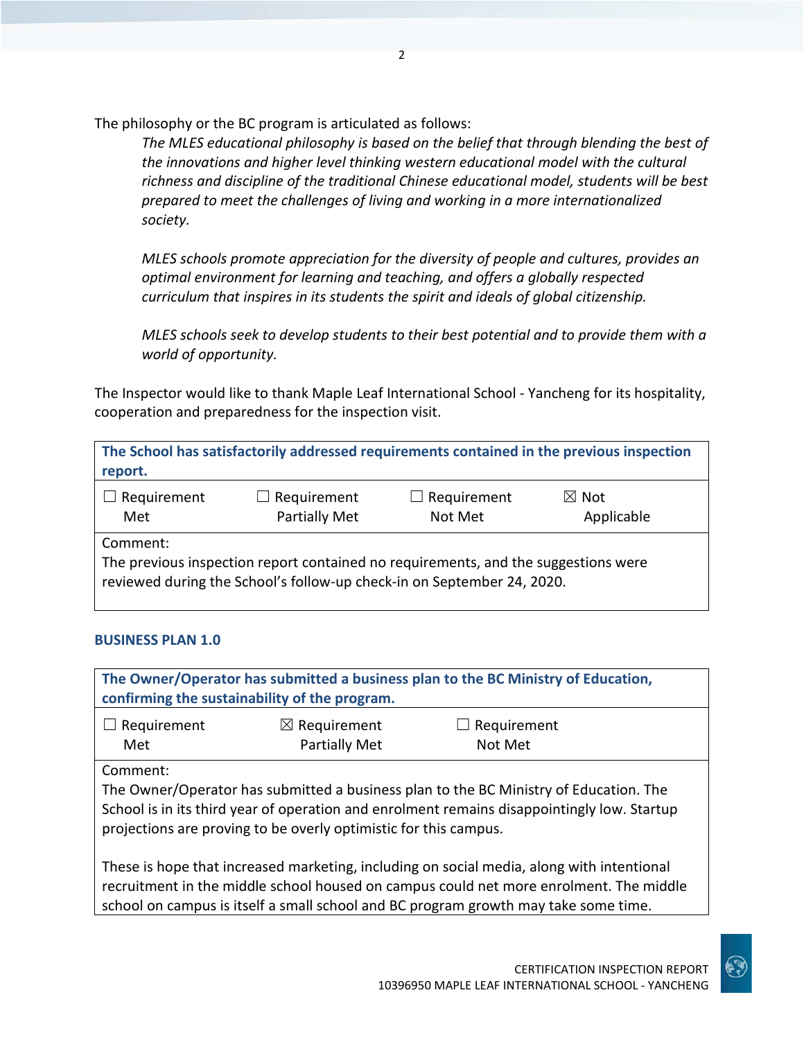The philosophy or the BC program is articulated as follows:

> *The MLES educational philosophy is based on the belief that through blending the best of the innovations and higher level thinking western educational model with the cultural richness and discipline of the traditional Chinese educational model, students will be best prepared to meet the challenges of living and working in a more internationalized society.*
>
> *MLES schools promote appreciation for the diversity of people and cultures, provides an optimal environment for learning and teaching, and offers a globally respected curriculum that inspires in its students the spirit and ideals of global citizenship.*
>
> *MLES schools seek to develop students to their best potential and to provide them with a world of opportunity.*

The Inspector would like to thank Maple Leaf International School - Yancheng for its hospitality, cooperation and preparedness for the inspection visit.

| **The School has satisfactorily addressed requirements contained in the previous inspection report.** | | | |
|---|---|---|---|
| ☐ Requirement Met | ☐ Requirement Partially Met | ☐ Requirement Not Met | ☒ Not Applicable |
| Comment:<br>The previous inspection report contained no requirements, and the suggestions were reviewed during the School's follow-up check-in on September 24, 2020. | | | |

### BUSINESS PLAN 1.0

| **The Owner/Operator has submitted a business plan to the BC Ministry of Education, confirming the sustainability of the program.** | | |
|---|---|---|
| ☐ Requirement Met | ☒ Requirement Partially Met | ☐ Requirement Not Met |
| Comment:<br>The Owner/Operator has submitted a business plan to the BC Ministry of Education. The School is in its third year of operation and enrolment remains disappointingly low. Startup projections are proving to be overly optimistic for this campus.<br><br>These is hope that increased marketing, including on social media, along with intentional recruitment in the middle school housed on campus could net more enrolment. The middle school on campus is itself a small school and BC program growth may take some time. | | |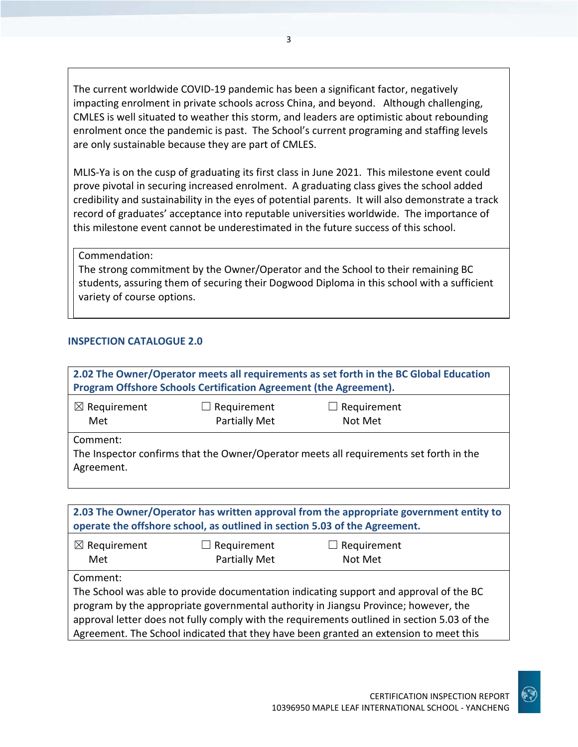The current worldwide COVID-19 pandemic has been a significant factor, negatively impacting enrolment in private schools across China, and beyond. Although challenging, CMLES is well situated to weather this storm, and leaders are optimistic about rebounding enrolment once the pandemic is past. The School's current programing and staffing levels are only sustainable because they are part of CMLES.

MLIS-Ya is on the cusp of graduating its first class in June 2021. This milestone event could prove pivotal in securing increased enrolment. A graduating class gives the school added credibility and sustainability in the eyes of potential parents. It will also demonstrate a track record of graduates' acceptance into reputable universities worldwide. The importance of this milestone event cannot be underestimated in the future success of this school.

Commendation:
The strong commitment by the Owner/Operator and the School to their remaining BC students, assuring them of securing their Dogwood Diploma in this school with a sufficient variety of course options.

## INSPECTION CATALOGUE 2.0

**2.02 The Owner/Operator meets all requirements as set forth in the BC Global Education Program Offshore Schools Certification Agreement (the Agreement).**

| ☒ Requirement Met | ☐ Requirement Partially Met | ☐ Requirement Not Met |
|---|---|---|

Comment:
The Inspector confirms that the Owner/Operator meets all requirements set forth in the Agreement.

**2.03 The Owner/Operator has written approval from the appropriate government entity to operate the offshore school, as outlined in section 5.03 of the Agreement.**

| ☒ Requirement Met | ☐ Requirement Partially Met | ☐ Requirement Not Met |
|---|---|---|

Comment:
The School was able to provide documentation indicating support and approval of the BC program by the appropriate governmental authority in Jiangsu Province; however, the approval letter does not fully comply with the requirements outlined in section 5.03 of the Agreement. The School indicated that they have been granted an extension to meet this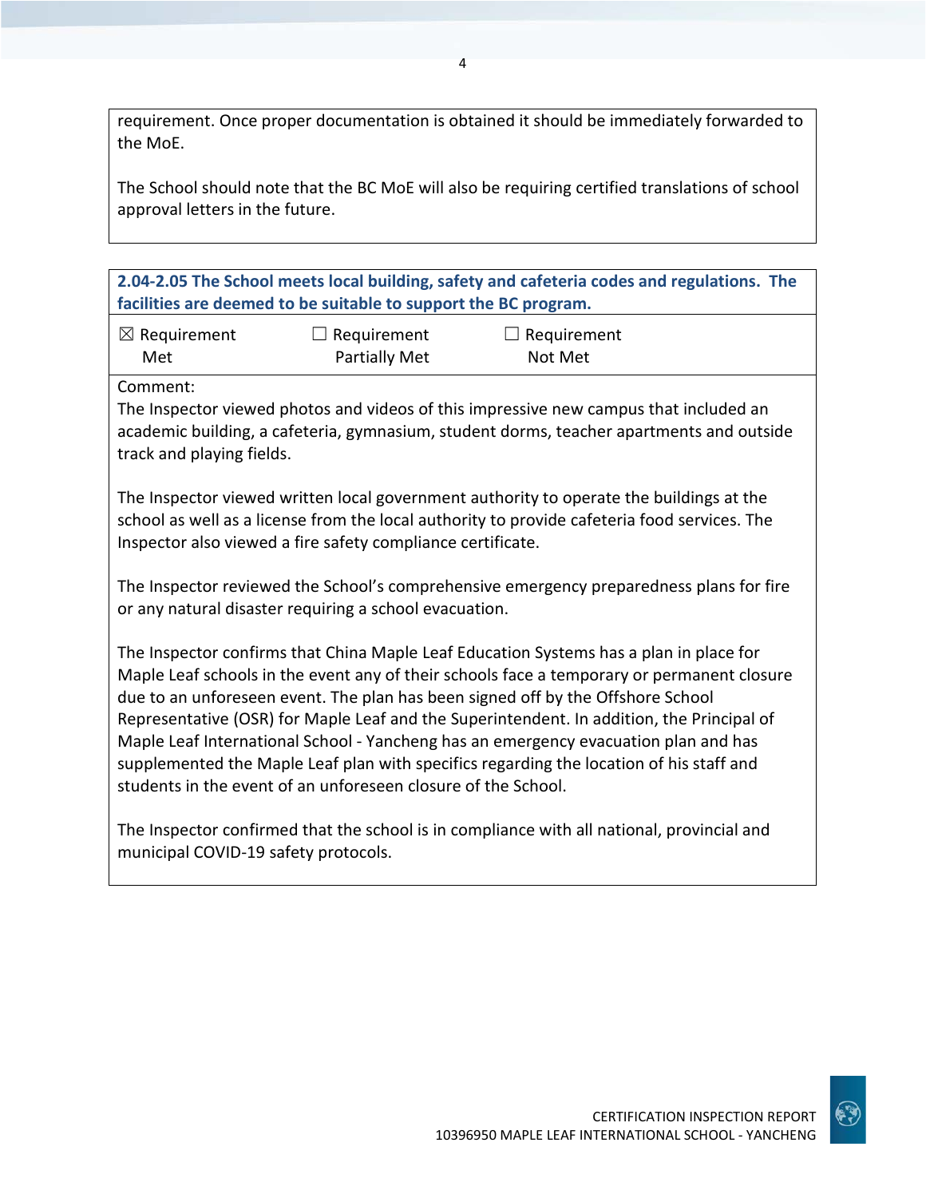requirement. Once proper documentation is obtained it should be immediately forwarded to the MoE.

The School should note that the BC MoE will also be requiring certified translations of school approval letters in the future.

**2.04-2.05 The School meets local building, safety and cafeteria codes and regulations. The facilities are deemed to be suitable to support the BC program.**

☒ Requirement Met ☐ Requirement Partially Met ☐ Requirement Not Met

Comment:

The Inspector viewed photos and videos of this impressive new campus that included an academic building, a cafeteria, gymnasium, student dorms, teacher apartments and outside track and playing fields.

The Inspector viewed written local government authority to operate the buildings at the school as well as a license from the local authority to provide cafeteria food services. The Inspector also viewed a fire safety compliance certificate.

The Inspector reviewed the School's comprehensive emergency preparedness plans for fire or any natural disaster requiring a school evacuation.

The Inspector confirms that China Maple Leaf Education Systems has a plan in place for Maple Leaf schools in the event any of their schools face a temporary or permanent closure due to an unforeseen event. The plan has been signed off by the Offshore School Representative (OSR) for Maple Leaf and the Superintendent. In addition, the Principal of Maple Leaf International School - Yancheng has an emergency evacuation plan and has supplemented the Maple Leaf plan with specifics regarding the location of his staff and students in the event of an unforeseen closure of the School.

The Inspector confirmed that the school is in compliance with all national, provincial and municipal COVID-19 safety protocols.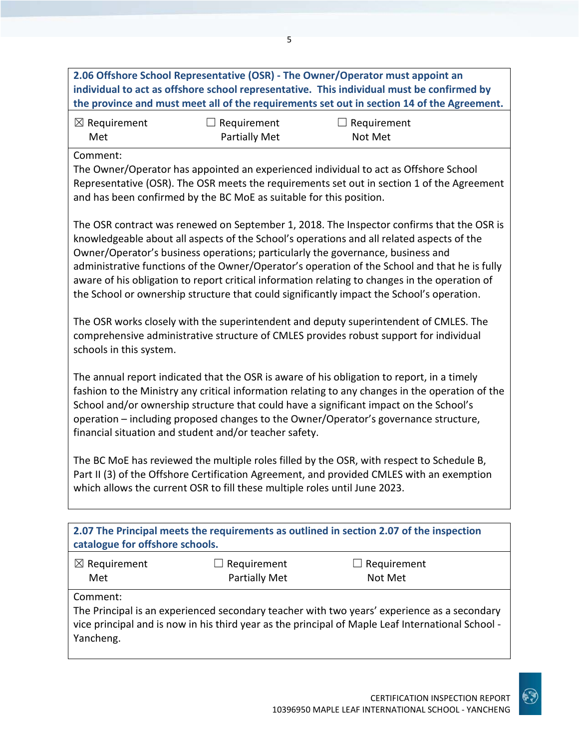**2.06 Offshore School Representative (OSR) - The Owner/Operator must appoint an individual to act as offshore school representative. This individual must be confirmed by the province and must meet all of the requirements set out in section 14 of the Agreement.**

☒ Requirement Met ☐ Requirement Partially Met ☐ Requirement Not Met

Comment:
The Owner/Operator has appointed an experienced individual to act as Offshore School Representative (OSR). The OSR meets the requirements set out in section 1 of the Agreement and has been confirmed by the BC MoE as suitable for this position.

The OSR contract was renewed on September 1, 2018. The Inspector confirms that the OSR is knowledgeable about all aspects of the School's operations and all related aspects of the Owner/Operator's business operations; particularly the governance, business and administrative functions of the Owner/Operator's operation of the School and that he is fully aware of his obligation to report critical information relating to changes in the operation of the School or ownership structure that could significantly impact the School's operation.

The OSR works closely with the superintendent and deputy superintendent of CMLES. The comprehensive administrative structure of CMLES provides robust support for individual schools in this system.

The annual report indicated that the OSR is aware of his obligation to report, in a timely fashion to the Ministry any critical information relating to any changes in the operation of the School and/or ownership structure that could have a significant impact on the School's operation – including proposed changes to the Owner/Operator's governance structure, financial situation and student and/or teacher safety.

The BC MoE has reviewed the multiple roles filled by the OSR, with respect to Schedule B, Part II (3) of the Offshore Certification Agreement, and provided CMLES with an exemption which allows the current OSR to fill these multiple roles until June 2023.

**2.07 The Principal meets the requirements as outlined in section 2.07 of the inspection catalogue for offshore schools.**

☒ Requirement Met ☐ Requirement Partially Met ☐ Requirement Not Met

Comment:
The Principal is an experienced secondary teacher with two years' experience as a secondary vice principal and is now in his third year as the principal of Maple Leaf International School - Yancheng.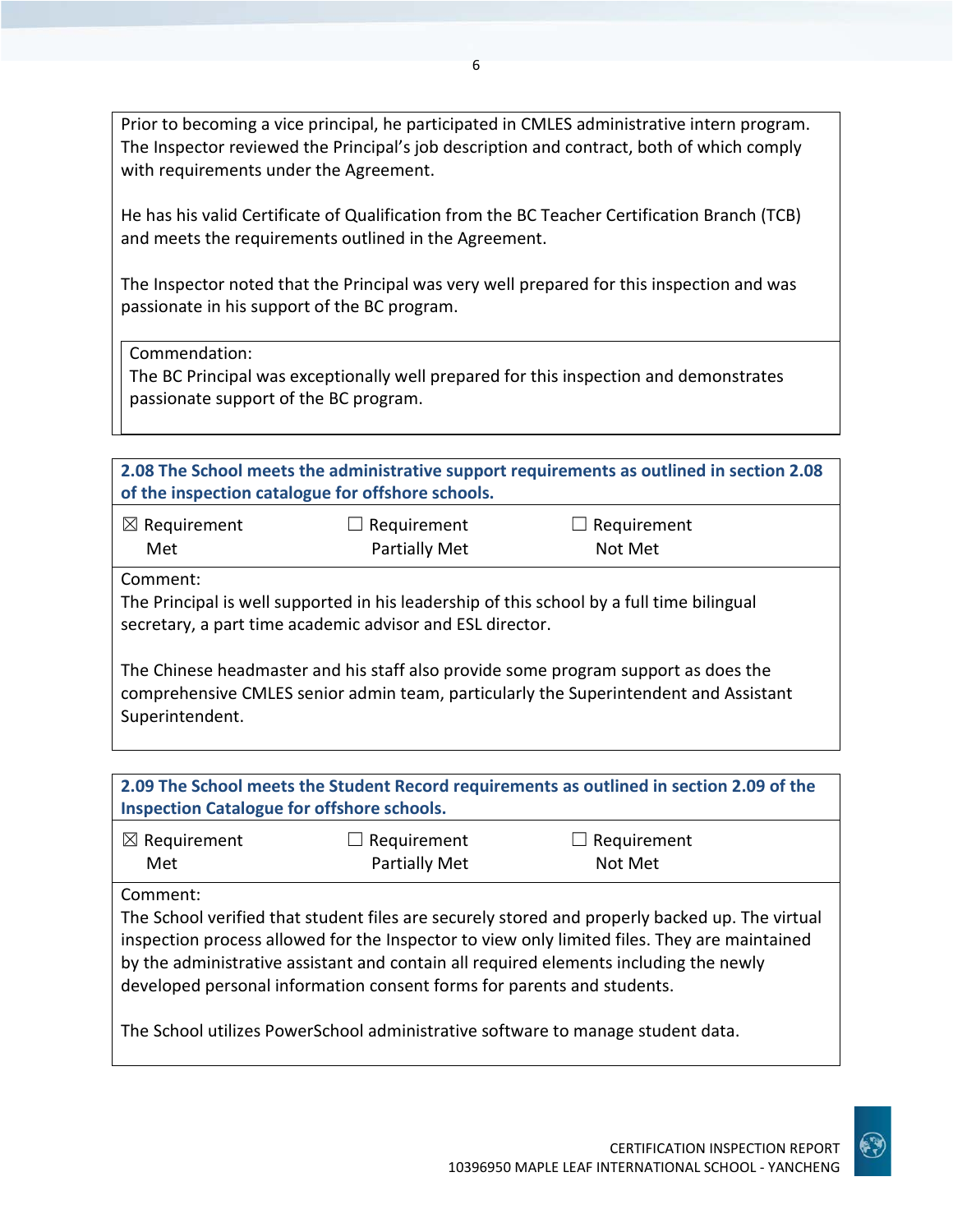Prior to becoming a vice principal, he participated in CMLES administrative intern program. The Inspector reviewed the Principal's job description and contract, both of which comply with requirements under the Agreement.

He has his valid Certificate of Qualification from the BC Teacher Certification Branch (TCB) and meets the requirements outlined in the Agreement.

The Inspector noted that the Principal was very well prepared for this inspection and was passionate in his support of the BC program.

Commendation:
The BC Principal was exceptionally well prepared for this inspection and demonstrates passionate support of the BC program.

**2.08 The School meets the administrative support requirements as outlined in section 2.08 of the inspection catalogue for offshore schools.**

| ☒ Requirement Met | ☐ Requirement Partially Met | ☐ Requirement Not Met |
|---|---|---|

Comment:
The Principal is well supported in his leadership of this school by a full time bilingual secretary, a part time academic advisor and ESL director.

The Chinese headmaster and his staff also provide some program support as does the comprehensive CMLES senior admin team, particularly the Superintendent and Assistant Superintendent.

**2.09 The School meets the Student Record requirements as outlined in section 2.09 of the Inspection Catalogue for offshore schools.**

| ☒ Requirement Met | ☐ Requirement Partially Met | ☐ Requirement Not Met |
|---|---|---|

Comment:
The School verified that student files are securely stored and properly backed up. The virtual inspection process allowed for the Inspector to view only limited files. They are maintained by the administrative assistant and contain all required elements including the newly developed personal information consent forms for parents and students.

The School utilizes PowerSchool administrative software to manage student data.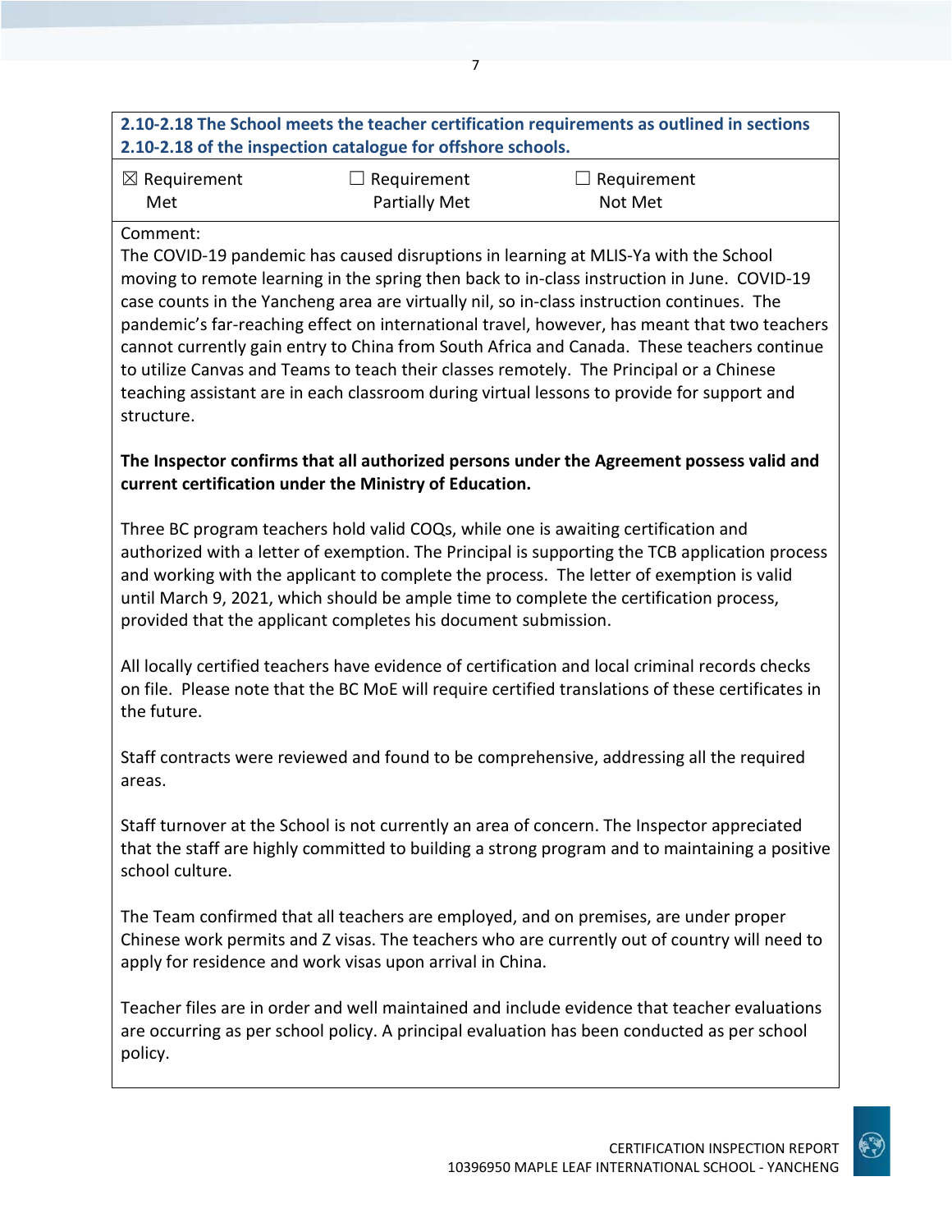**2.10-2.18 The School meets the teacher certification requirements as outlined in sections 2.10-2.18 of the inspection catalogue for offshore schools.**

| ☒ Requirement Met | ☐ Requirement Partially Met | ☐ Requirement Not Met |
|---|---|---|

Comment:

The COVID-19 pandemic has caused disruptions in learning at MLIS-Ya with the School moving to remote learning in the spring then back to in-class instruction in June. COVID-19 case counts in the Yancheng area are virtually nil, so in-class instruction continues. The pandemic's far-reaching effect on international travel, however, has meant that two teachers cannot currently gain entry to China from South Africa and Canada. These teachers continue to utilize Canvas and Teams to teach their classes remotely. The Principal or a Chinese teaching assistant are in each classroom during virtual lessons to provide for support and structure.

**The Inspector confirms that all authorized persons under the Agreement possess valid and current certification under the Ministry of Education.**

Three BC program teachers hold valid COQs, while one is awaiting certification and authorized with a letter of exemption. The Principal is supporting the TCB application process and working with the applicant to complete the process. The letter of exemption is valid until March 9, 2021, which should be ample time to complete the certification process, provided that the applicant completes his document submission.

All locally certified teachers have evidence of certification and local criminal records checks on file. Please note that the BC MoE will require certified translations of these certificates in the future.

Staff contracts were reviewed and found to be comprehensive, addressing all the required areas.

Staff turnover at the School is not currently an area of concern. The Inspector appreciated that the staff are highly committed to building a strong program and to maintaining a positive school culture.

The Team confirmed that all teachers are employed, and on premises, are under proper Chinese work permits and Z visas. The teachers who are currently out of country will need to apply for residence and work visas upon arrival in China.

Teacher files are in order and well maintained and include evidence that teacher evaluations are occurring as per school policy. A principal evaluation has been conducted as per school policy.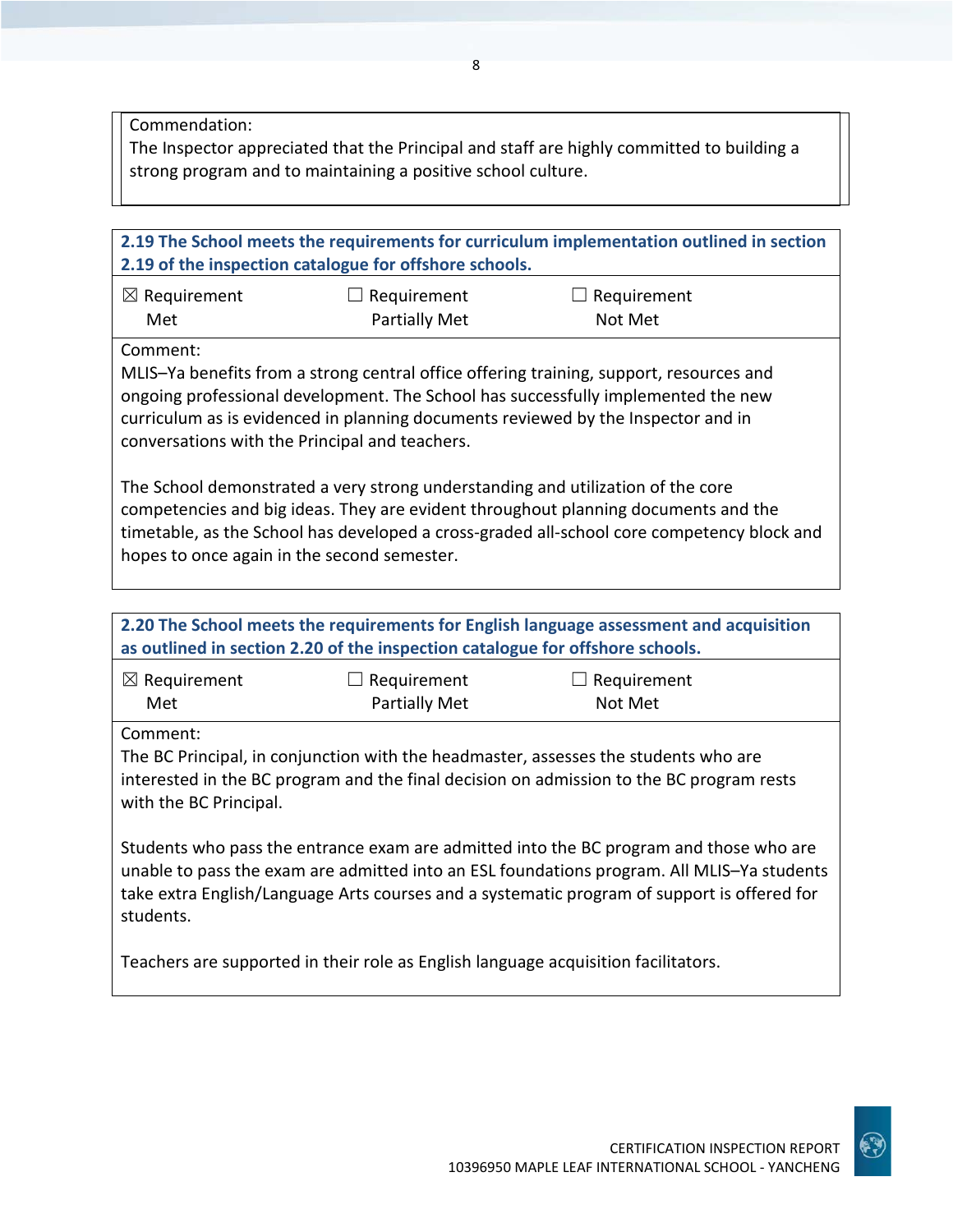Commendation:
The Inspector appreciated that the Principal and staff are highly committed to building a strong program and to maintaining a positive school culture.

**2.19 The School meets the requirements for curriculum implementation outlined in section 2.19 of the inspection catalogue for offshore schools.**

| ☒ Requirement Met | ☐ Requirement Partially Met | ☐ Requirement Not Met |
|---|---|---|

Comment:
MLIS–Ya benefits from a strong central office offering training, support, resources and ongoing professional development. The School has successfully implemented the new curriculum as is evidenced in planning documents reviewed by the Inspector and in conversations with the Principal and teachers.

The School demonstrated a very strong understanding and utilization of the core competencies and big ideas. They are evident throughout planning documents and the timetable, as the School has developed a cross-graded all-school core competency block and hopes to once again in the second semester.

**2.20 The School meets the requirements for English language assessment and acquisition as outlined in section 2.20 of the inspection catalogue for offshore schools.**

| ☒ Requirement Met | ☐ Requirement Partially Met | ☐ Requirement Not Met |
|---|---|---|

Comment:
The BC Principal, in conjunction with the headmaster, assesses the students who are interested in the BC program and the final decision on admission to the BC program rests with the BC Principal.

Students who pass the entrance exam are admitted into the BC program and those who are unable to pass the exam are admitted into an ESL foundations program. All MLIS–Ya students take extra English/Language Arts courses and a systematic program of support is offered for students.

Teachers are supported in their role as English language acquisition facilitators.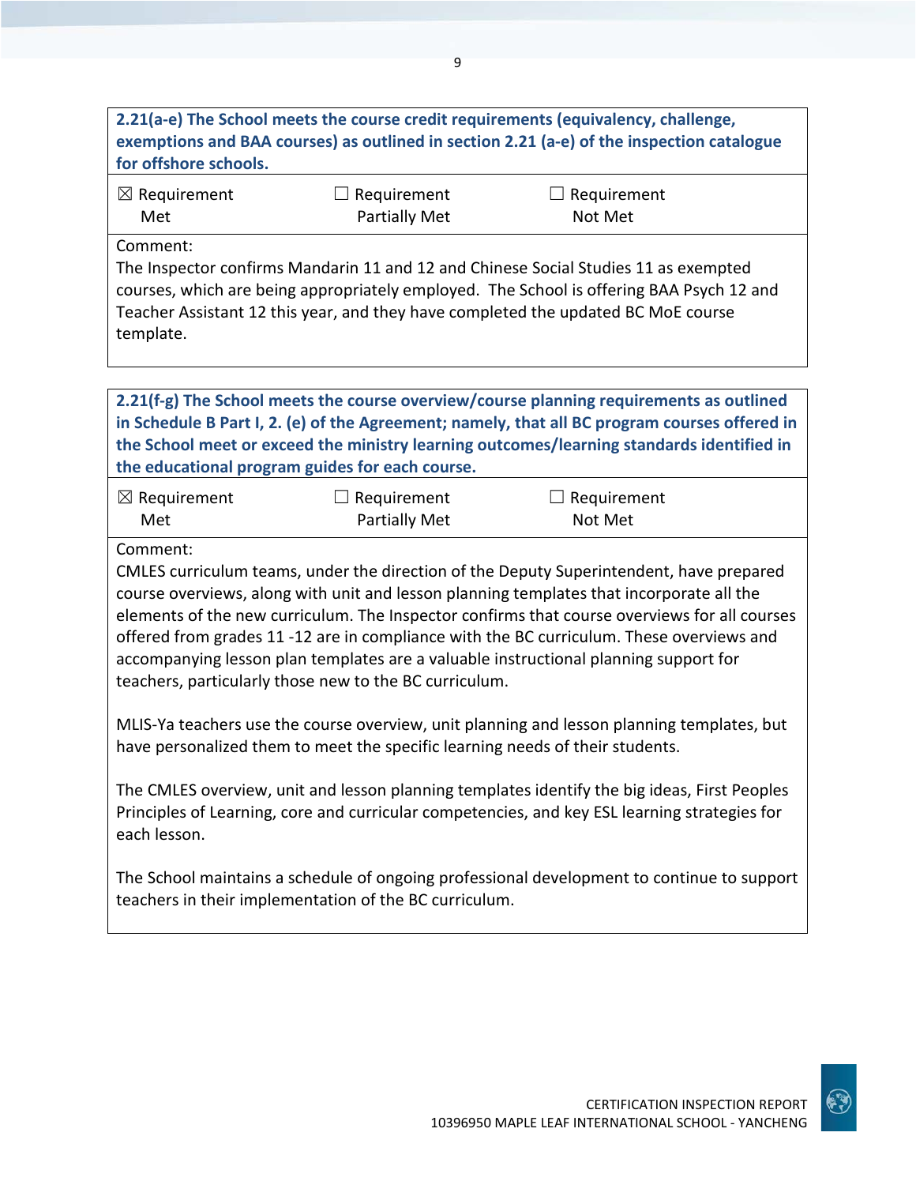**2.21(a-e) The School meets the course credit requirements (equivalency, challenge, exemptions and BAA courses) as outlined in section 2.21 (a-e) of the inspection catalogue for offshore schools.**

| ☒ Requirement Met | ☐ Requirement Partially Met | ☐ Requirement Not Met |
|---|---|---|

Comment:
The Inspector confirms Mandarin 11 and 12 and Chinese Social Studies 11 as exempted courses, which are being appropriately employed. The School is offering BAA Psych 12 and Teacher Assistant 12 this year, and they have completed the updated BC MoE course template.

**2.21(f-g) The School meets the course overview/course planning requirements as outlined in Schedule B Part I, 2. (e) of the Agreement; namely, that all BC program courses offered in the School meet or exceed the ministry learning outcomes/learning standards identified in the educational program guides for each course.**

| ☒ Requirement Met | ☐ Requirement Partially Met | ☐ Requirement Not Met |
|---|---|---|

Comment:
CMLES curriculum teams, under the direction of the Deputy Superintendent, have prepared course overviews, along with unit and lesson planning templates that incorporate all the elements of the new curriculum. The Inspector confirms that course overviews for all courses offered from grades 11 -12 are in compliance with the BC curriculum. These overviews and accompanying lesson plan templates are a valuable instructional planning support for teachers, particularly those new to the BC curriculum.

MLIS-Ya teachers use the course overview, unit planning and lesson planning templates, but have personalized them to meet the specific learning needs of their students.

The CMLES overview, unit and lesson planning templates identify the big ideas, First Peoples Principles of Learning, core and curricular competencies, and key ESL learning strategies for each lesson.

The School maintains a schedule of ongoing professional development to continue to support teachers in their implementation of the BC curriculum.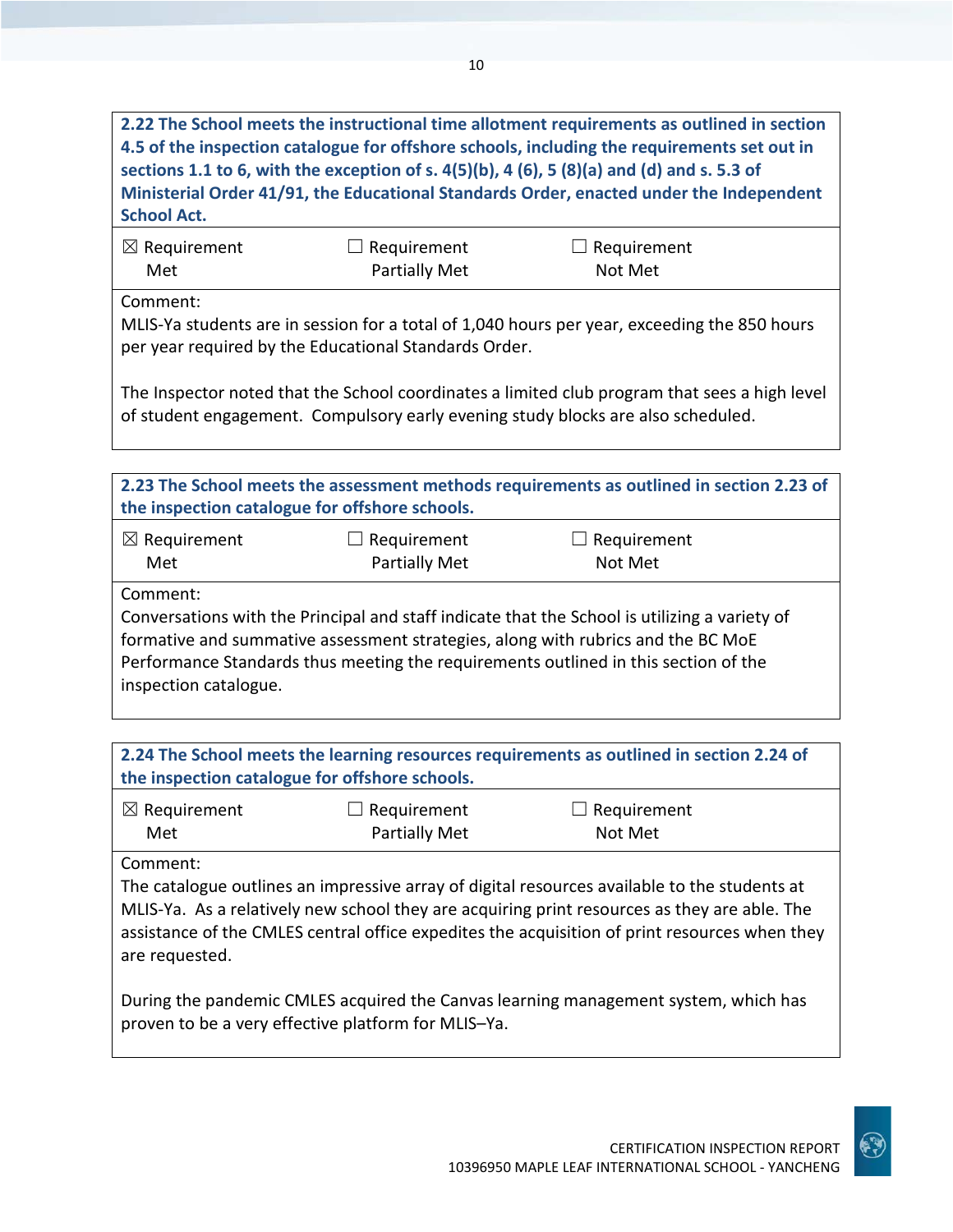**2.22 The School meets the instructional time allotment requirements as outlined in section 4.5 of the inspection catalogue for offshore schools, including the requirements set out in sections 1.1 to 6, with the exception of s. 4(5)(b), 4 (6), 5 (8)(a) and (d) and s. 5.3 of Ministerial Order 41/91, the Educational Standards Order, enacted under the Independent School Act.**

☒ Requirement Met ☐ Requirement Partially Met ☐ Requirement Not Met

Comment:
MLIS-Ya students are in session for a total of 1,040 hours per year, exceeding the 850 hours per year required by the Educational Standards Order.

The Inspector noted that the School coordinates a limited club program that sees a high level of student engagement. Compulsory early evening study blocks are also scheduled.

**2.23 The School meets the assessment methods requirements as outlined in section 2.23 of the inspection catalogue for offshore schools.**

☒ Requirement Met ☐ Requirement Partially Met ☐ Requirement Not Met

Comment:
Conversations with the Principal and staff indicate that the School is utilizing a variety of formative and summative assessment strategies, along with rubrics and the BC MoE Performance Standards thus meeting the requirements outlined in this section of the inspection catalogue.

**2.24 The School meets the learning resources requirements as outlined in section 2.24 of the inspection catalogue for offshore schools.**

☒ Requirement Met ☐ Requirement Partially Met ☐ Requirement Not Met

Comment:
The catalogue outlines an impressive array of digital resources available to the students at MLIS-Ya. As a relatively new school they are acquiring print resources as they are able. The assistance of the CMLES central office expedites the acquisition of print resources when they are requested.

During the pandemic CMLES acquired the Canvas learning management system, which has proven to be a very effective platform for MLIS–Ya.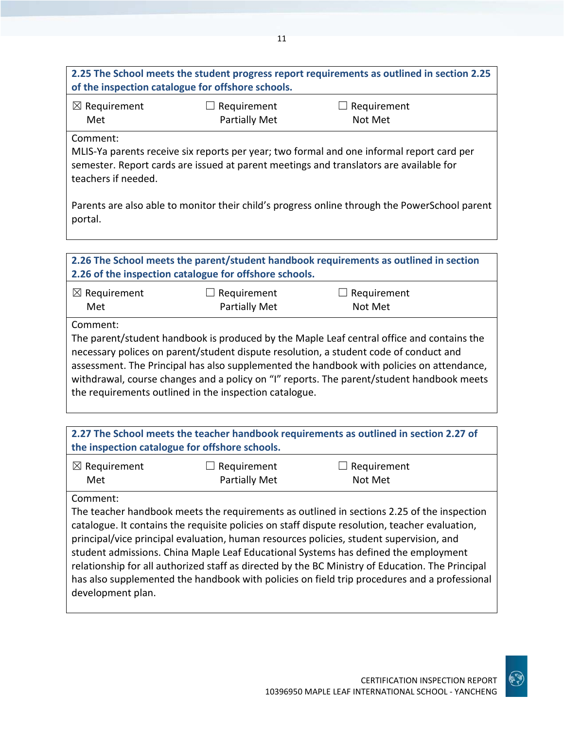**2.25 The School meets the student progress report requirements as outlined in section 2.25 of the inspection catalogue for offshore schools.**

| ☒ Requirement Met | ☐ Requirement Partially Met | ☐ Requirement Not Met |
|---|---|---|

Comment:
MLIS-Ya parents receive six reports per year; two formal and one informal report card per semester. Report cards are issued at parent meetings and translators are available for teachers if needed.

Parents are also able to monitor their child's progress online through the PowerSchool parent portal.

**2.26 The School meets the parent/student handbook requirements as outlined in section 2.26 of the inspection catalogue for offshore schools.**

| ☒ Requirement Met | ☐ Requirement Partially Met | ☐ Requirement Not Met |
|---|---|---|

Comment:
The parent/student handbook is produced by the Maple Leaf central office and contains the necessary polices on parent/student dispute resolution, a student code of conduct and assessment. The Principal has also supplemented the handbook with policies on attendance, withdrawal, course changes and a policy on "I" reports. The parent/student handbook meets the requirements outlined in the inspection catalogue.

**2.27 The School meets the teacher handbook requirements as outlined in section 2.27 of the inspection catalogue for offshore schools.**

| ☒ Requirement Met | ☐ Requirement Partially Met | ☐ Requirement Not Met |
|---|---|---|

Comment:
The teacher handbook meets the requirements as outlined in sections 2.25 of the inspection catalogue. It contains the requisite policies on staff dispute resolution, teacher evaluation, principal/vice principal evaluation, human resources policies, student supervision, and student admissions. China Maple Leaf Educational Systems has defined the employment relationship for all authorized staff as directed by the BC Ministry of Education. The Principal has also supplemented the handbook with policies on field trip procedures and a professional development plan.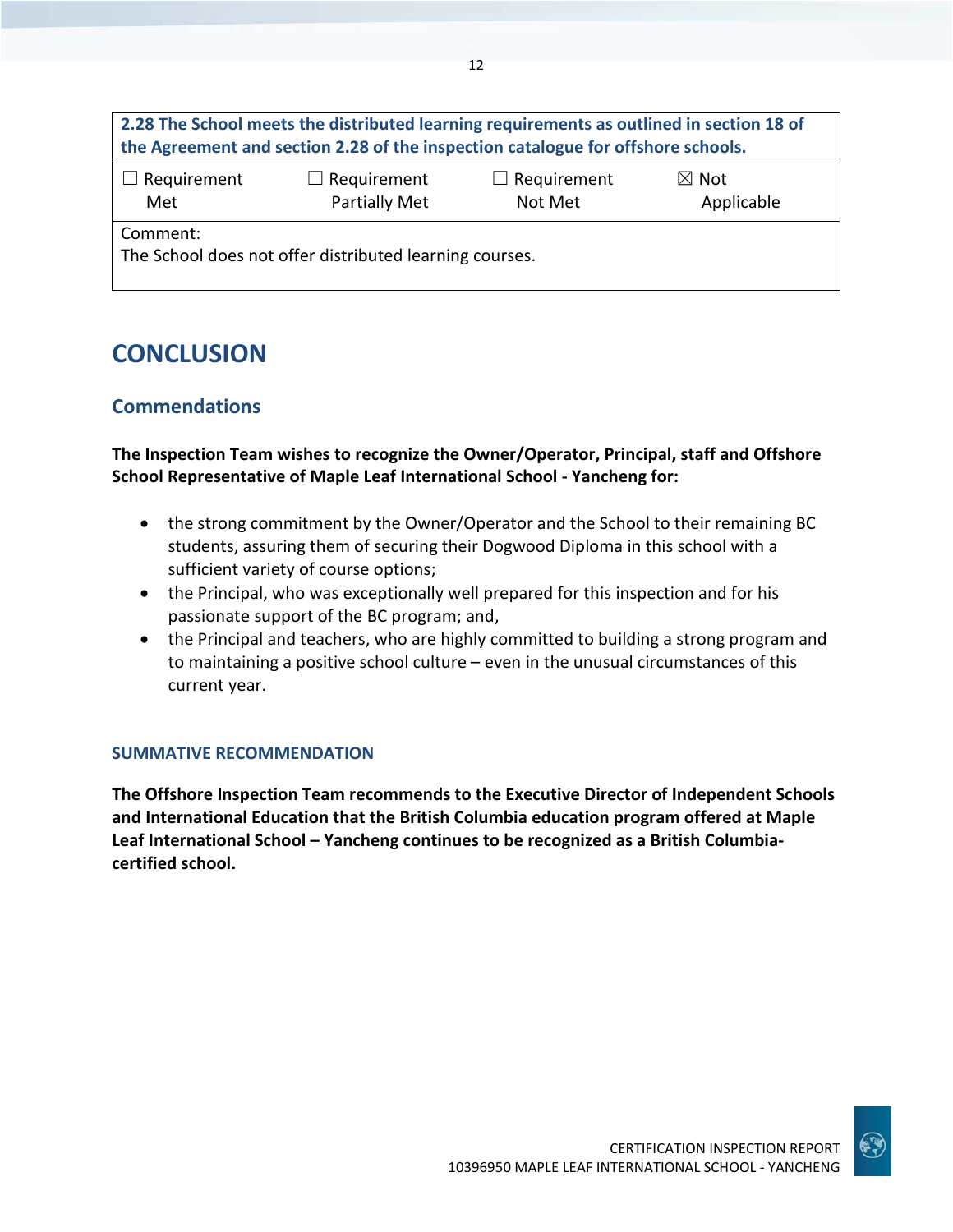| 2.28 The School meets the distributed learning requirements as outlined in section 18 of the Agreement and section 2.28 of the inspection catalogue for offshore schools. | | | |
|---|---|---|---|
| ☐ Requirement Met | ☐ Requirement Partially Met | ☐ Requirement Not Met | ☒ Not Applicable |
| Comment: The School does not offer distributed learning courses. | | | |

# CONCLUSION

## Commendations

**The Inspection Team wishes to recognize the Owner/Operator, Principal, staff and Offshore School Representative of Maple Leaf International School - Yancheng for:**

- the strong commitment by the Owner/Operator and the School to their remaining BC students, assuring them of securing their Dogwood Diploma in this school with a sufficient variety of course options;
- the Principal, who was exceptionally well prepared for this inspection and for his passionate support of the BC program; and,
- the Principal and teachers, who are highly committed to building a strong program and to maintaining a positive school culture – even in the unusual circumstances of this current year.

### SUMMATIVE RECOMMENDATION

**The Offshore Inspection Team recommends to the Executive Director of Independent Schools and International Education that the British Columbia education program offered at Maple Leaf International School – Yancheng continues to be recognized as a British Columbia-certified school.**